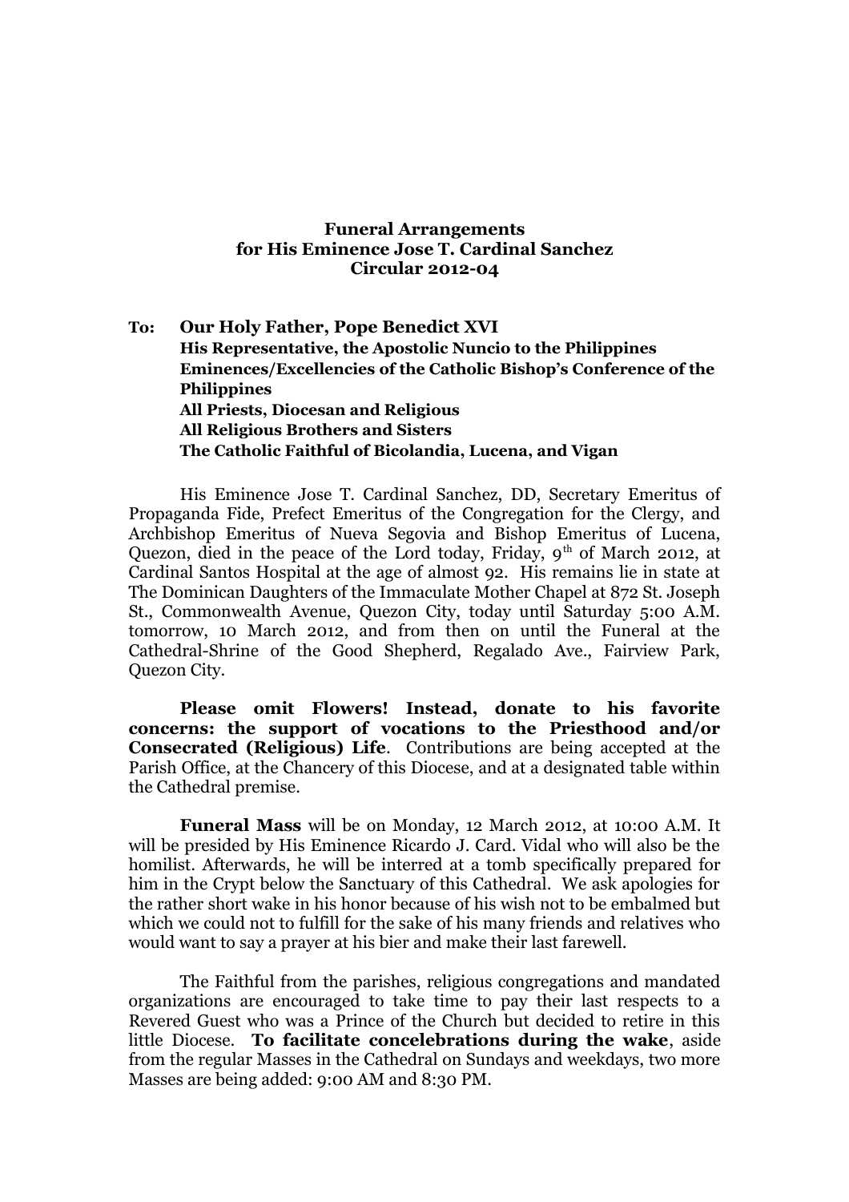**Funeral Arrangements**
**for His Eminence Jose T. Cardinal Sanchez**
**Circular 2012-04**

**To: Our Holy Father, Pope Benedict XVI**
**His Representative, the Apostolic Nuncio to the Philippines**
**Eminences/Excellencies of the Catholic Bishop's Conference of the Philippines**
**All Priests, Diocesan and Religious**
**All Religious Brothers and Sisters**
**The Catholic Faithful of Bicolandia, Lucena, and Vigan**

His Eminence Jose T. Cardinal Sanchez, DD, Secretary Emeritus of Propaganda Fide, Prefect Emeritus of the Congregation for the Clergy, and Archbishop Emeritus of Nueva Segovia and Bishop Emeritus of Lucena, Quezon, died in the peace of the Lord today, Friday, 9th of March 2012, at Cardinal Santos Hospital at the age of almost 92. His remains lie in state at The Dominican Daughters of the Immaculate Mother Chapel at 872 St. Joseph St., Commonwealth Avenue, Quezon City, today until Saturday 5:00 A.M. tomorrow, 10 March 2012, and from then on until the Funeral at the Cathedral-Shrine of the Good Shepherd, Regalado Ave., Fairview Park, Quezon City.

**Please omit Flowers! Instead, donate to his favorite concerns: the support of vocations to the Priesthood and/or Consecrated (Religious) Life**. Contributions are being accepted at the Parish Office, at the Chancery of this Diocese, and at a designated table within the Cathedral premise.

**Funeral Mass** will be on Monday, 12 March 2012, at 10:00 A.M. It will be presided by His Eminence Ricardo J. Card. Vidal who will also be the homilist. Afterwards, he will be interred at a tomb specifically prepared for him in the Crypt below the Sanctuary of this Cathedral. We ask apologies for the rather short wake in his honor because of his wish not to be embalmed but which we could not to fulfill for the sake of his many friends and relatives who would want to say a prayer at his bier and make their last farewell.

The Faithful from the parishes, religious congregations and mandated organizations are encouraged to take time to pay their last respects to a Revered Guest who was a Prince of the Church but decided to retire in this little Diocese. **To facilitate concelebrations during the wake**, aside from the regular Masses in the Cathedral on Sundays and weekdays, two more Masses are being added: 9:00 AM and 8:30 PM.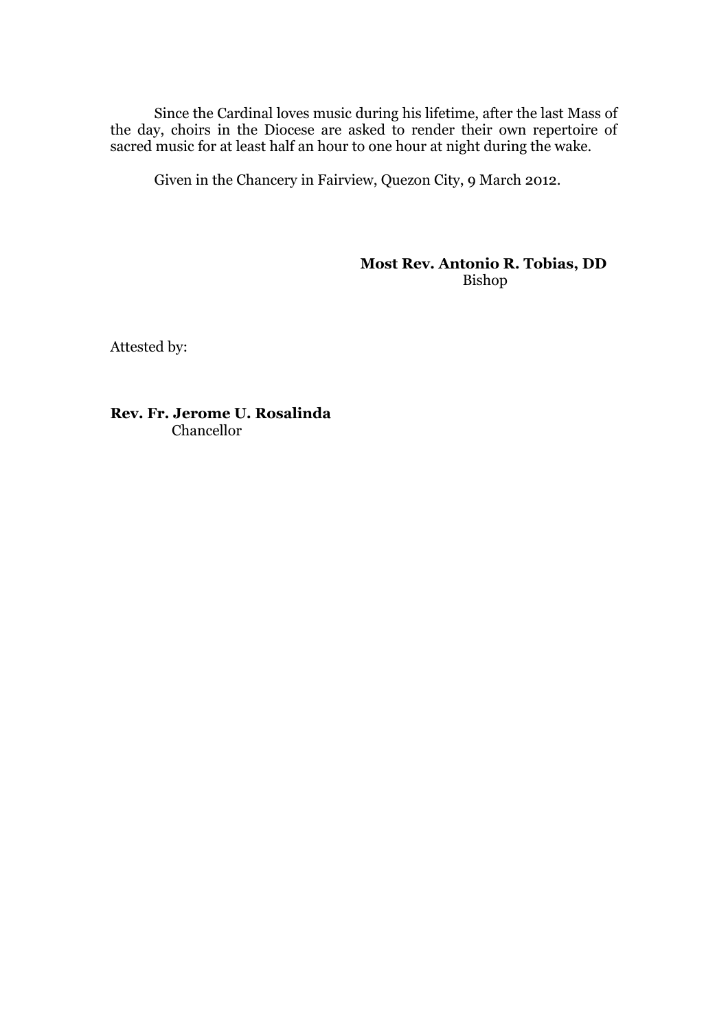Since the Cardinal loves music during his lifetime, after the last Mass of the day, choirs in the Diocese are asked to render their own repertoire of sacred music for at least half an hour to one hour at night during the wake.

Given in the Chancery in Fairview, Quezon City, 9 March 2012.

**Most Rev. Antonio R. Tobias, DD**
Bishop

Attested by:

**Rev. Fr. Jerome U. Rosalinda**
Chancellor